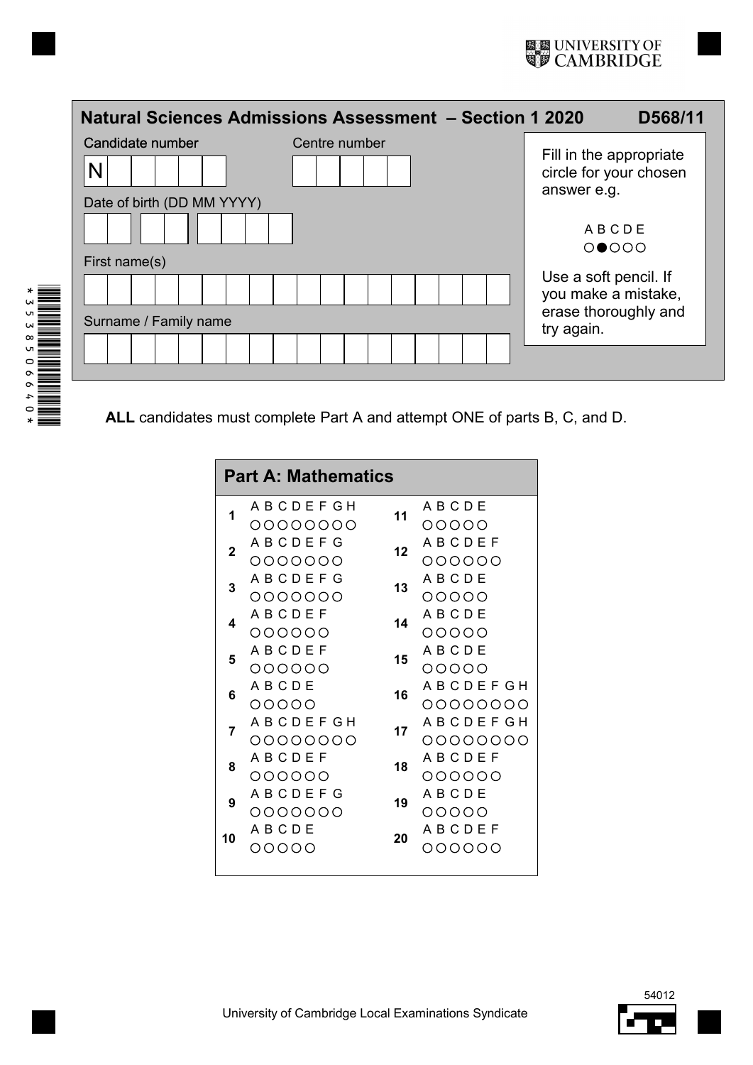UNIVERSITY OF CAMBRIDGE

# Natural Sciences Admissions Assessment – Section 1 2020

**D568/11**

Candidate number: N

Centre number

Date of birth (DD MM YYYY)

First name(s)

Surname / Family name

Fill in the appropriate circle for your chosen answer e.g.

A B C D E
○●○○○

Use a soft pencil. If you make a mistake, erase thoroughly and try again.

**ALL** candidates must complete Part A and attempt ONE of parts B, C, and D.

## Part A: Mathematics

| Question | Options | Question | Options |
|---|---|---|---|
| 1 | A B C D E F G H | 11 | A B C D E |
| 2 | A B C D E F G | 12 | A B C D E F |
| 3 | A B C D E F G | 13 | A B C D E |
| 4 | A B C D E F | 14 | A B C D E |
| 5 | A B C D E F | 15 | A B C D E |
| 6 | A B C D E | 16 | A B C D E F G H |
| 7 | A B C D E F G H | 17 | A B C D E F G H |
| 8 | A B C D E F | 18 | A B C D E F |
| 9 | A B C D E F G | 19 | A B C D E |
| 10 | A B C D E | 20 | A B C D E F |

University of Cambridge Local Examinations Syndicate

54012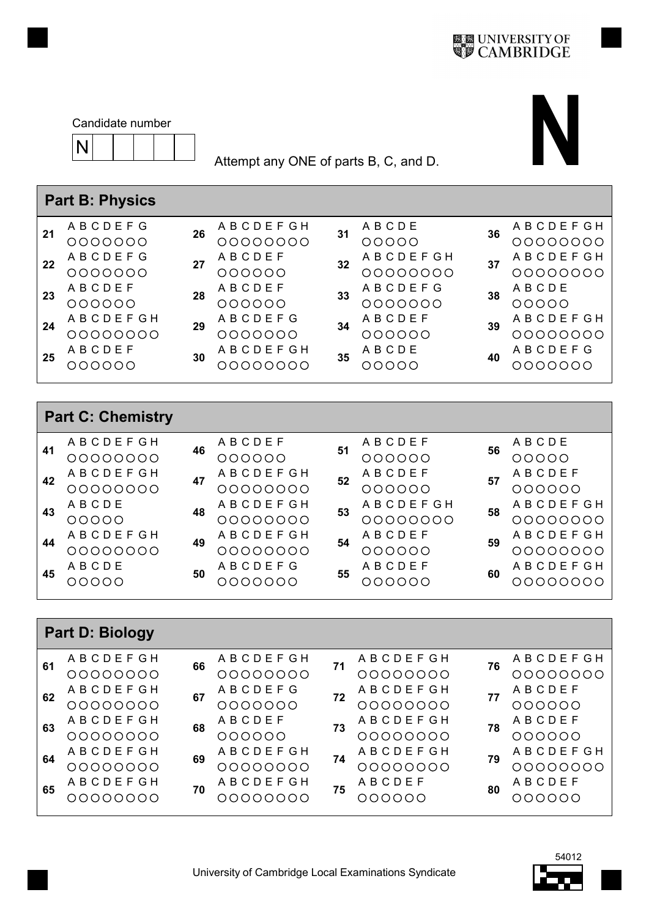UNIVERSITY OF CAMBRIDGE

Candidate number

| N | | | | | |
|---|---|---|---|---|---|

Attempt any ONE of parts B, C, and D.

**N**

## Part B: Physics

| | | | | | | | |
|---|---|---|---|---|---|---|---|
| 21 | A B C D E F G | 26 | A B C D E F G H | 31 | A B C D E | 36 | A B C D E F G H |
| 22 | A B C D E F G | 27 | A B C D E F | 32 | A B C D E F G H | 37 | A B C D E F G H |
| 23 | A B C D E F | 28 | A B C D E F | 33 | A B C D E F G | 38 | A B C D E |
| 24 | A B C D E F G H | 29 | A B C D E F G | 34 | A B C D E F | 39 | A B C D E F G H |
| 25 | A B C D E F | 30 | A B C D E F G H | 35 | A B C D E | 40 | A B C D E F G |

## Part C: Chemistry

| | | | | | | | |
|---|---|---|---|---|---|---|---|
| 41 | A B C D E F G H | 46 | A B C D E F | 51 | A B C D E F | 56 | A B C D E |
| 42 | A B C D E F G H | 47 | A B C D E F G H | 52 | A B C D E F | 57 | A B C D E F |
| 43 | A B C D E | 48 | A B C D E F G H | 53 | A B C D E F G H | 58 | A B C D E F G H |
| 44 | A B C D E F G H | 49 | A B C D E F G H | 54 | A B C D E F | 59 | A B C D E F G H |
| 45 | A B C D E | 50 | A B C D E F G | 55 | A B C D E F | 60 | A B C D E F G H |

## Part D: Biology

| | | | | | | | |
|---|---|---|---|---|---|---|---|
| 61 | A B C D E F G H | 66 | A B C D E F G H | 71 | A B C D E F G H | 76 | A B C D E F G H |
| 62 | A B C D E F G H | 67 | A B C D E F G | 72 | A B C D E F G H | 77 | A B C D E F |
| 63 | A B C D E F G H | 68 | A B C D E F | 73 | A B C D E F G H | 78 | A B C D E F |
| 64 | A B C D E F G H | 69 | A B C D E F G H | 74 | A B C D E F G H | 79 | A B C D E F G H |
| 65 | A B C D E F G H | 70 | A B C D E F G H | 75 | A B C D E F | 80 | A B C D E F |

University of Cambridge Local Examinations Syndicate

54012